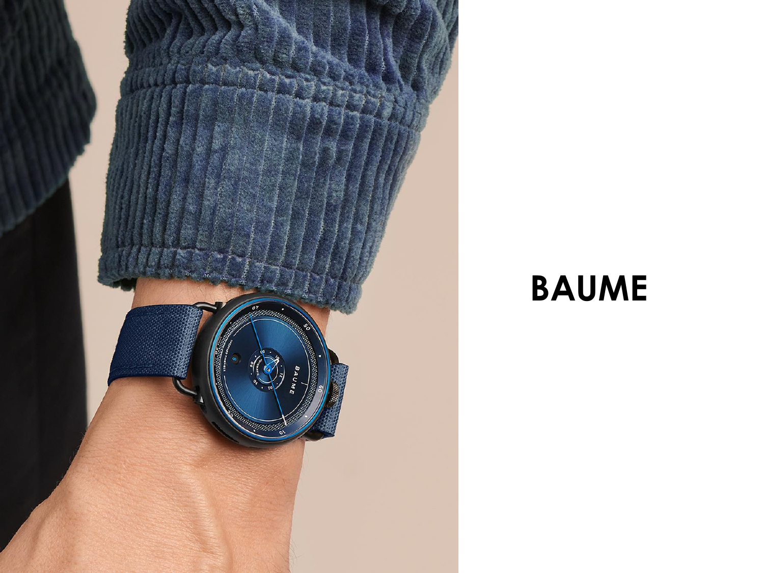# BAUME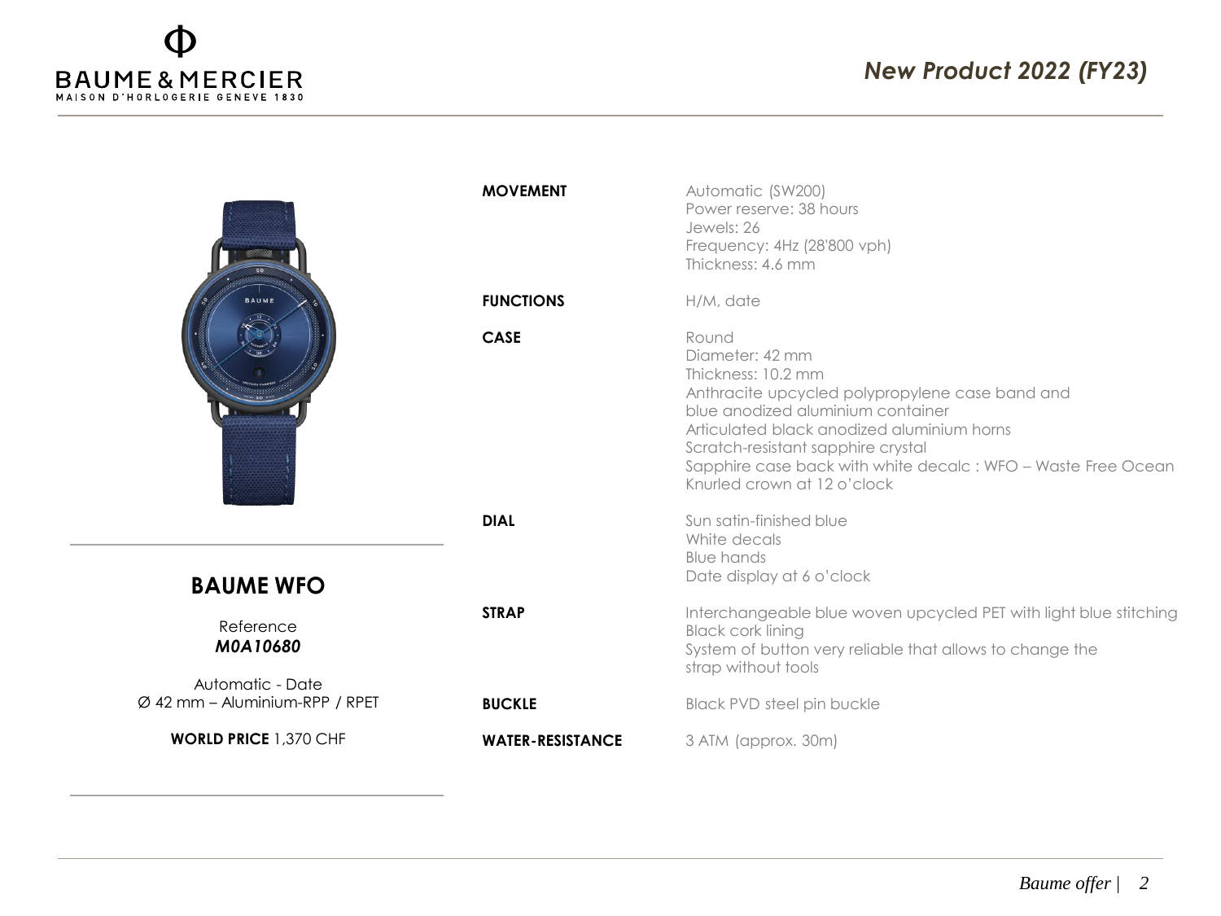## BAUME WFO

Reference
***M0A10680***

Automatic - Date
Ø 42 mm – Aluminium-RPP / RPET

**WORLD PRICE** 1,370 CHF

| | |
|---|---|
| **MOVEMENT** | Automatic (SW200)<br>Power reserve: 38 hours<br>Jewels: 26<br>Frequency: 4Hz (28'800 vph)<br>Thickness: 4.6 mm |
| **FUNCTIONS** | H/M, date |
| **CASE** | Round<br>Diameter: 42 mm<br>Thickness: 10.2 mm<br>Anthracite upcycled polypropylene case band and blue anodized aluminium container<br>Articulated black anodized aluminium horns<br>Scratch-resistant sapphire crystal<br>Sapphire case back with white decalc : WFO – Waste Free Ocean<br>Knurled crown at 12 o'clock |
| **DIAL** | Sun satin-finished blue<br>White decals<br>Blue hands<br>Date display at 6 o'clock |
| **STRAP** | Interchangeable blue woven upcycled PET with light blue stitching<br>Black cork lining<br>System of button very reliable that allows to change the strap without tools |
| **BUCKLE** | Black PVD steel pin buckle |
| **WATER-RESISTANCE** | 3 ATM (approx. 30m) |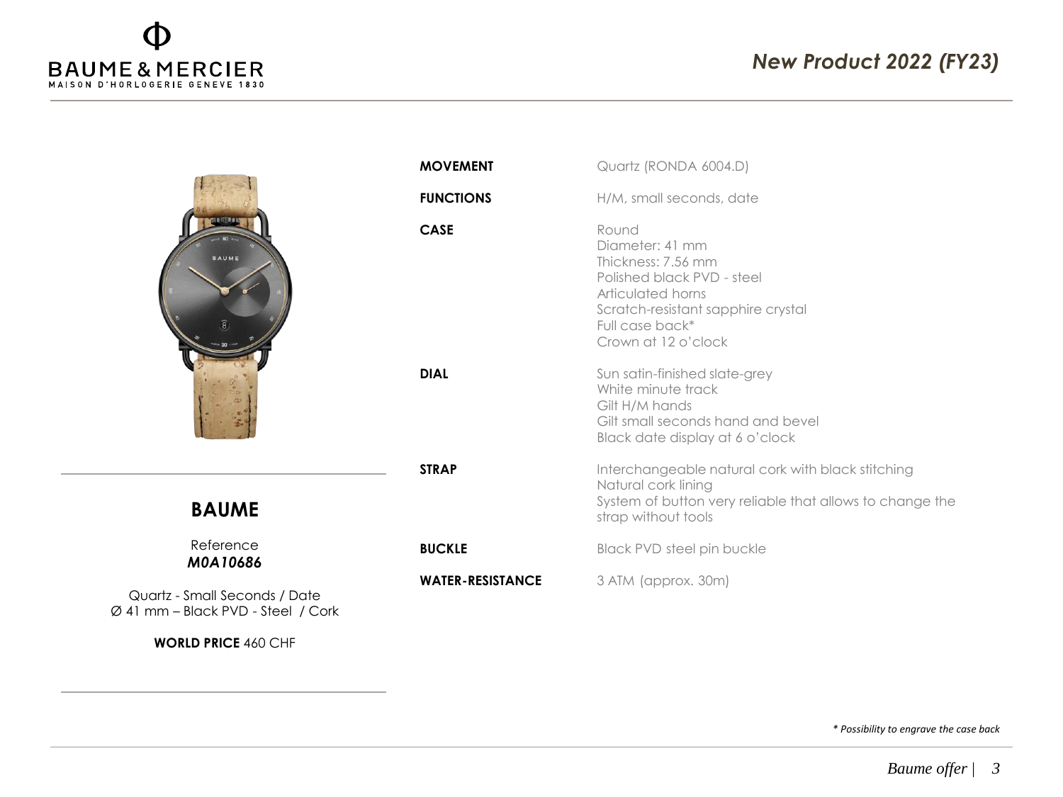## New Product 2022 (FY23)

## BAUME

Reference
***M0A10686***

Quartz - Small Seconds / Date
Ø 41 mm – Black PVD - Steel / Cork

**WORLD PRICE** 460 CHF

| | |
|---|---|
| **MOVEMENT** | Quartz (RONDA 6004.D) |
| **FUNCTIONS** | H/M, small seconds, date |
| **CASE** | Round<br>Diameter: 41 mm<br>Thickness: 7.56 mm<br>Polished black PVD - steel<br>Articulated horns<br>Scratch-resistant sapphire crystal<br>Full case back*<br>Crown at 12 o'clock |
| **DIAL** | Sun satin-finished slate-grey<br>White minute track<br>Gilt H/M hands<br>Gilt small seconds hand and bevel<br>Black date display at 6 o'clock |
| **STRAP** | Interchangeable natural cork with black stitching<br>Natural cork lining<br>System of button very reliable that allows to change the strap without tools |
| **BUCKLE** | Black PVD steel pin buckle |
| **WATER-RESISTANCE** | 3 ATM (approx. 30m) |

*\* Possibility to engrave the case back*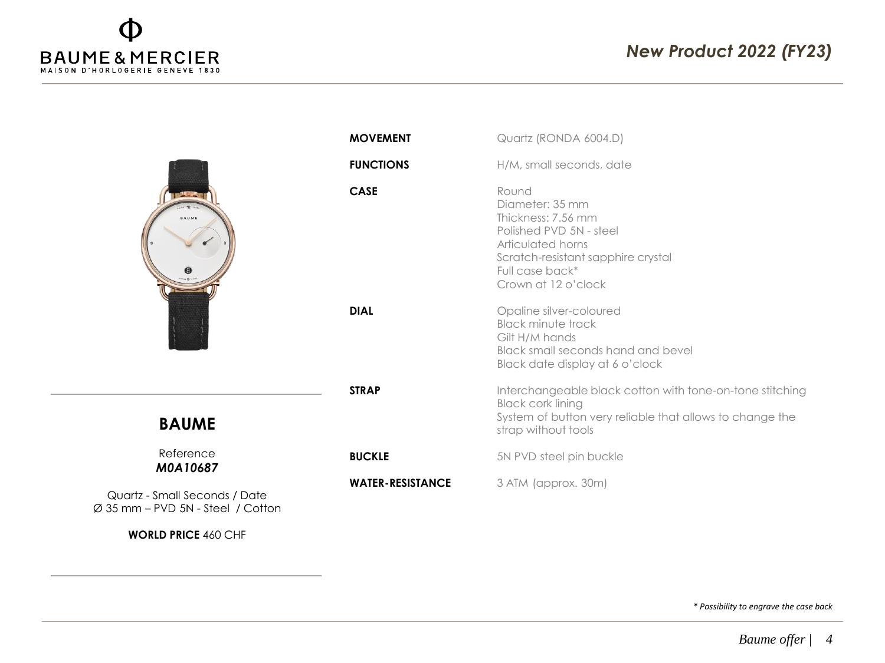**BAUME & MERCIER**
MAISON D'HORLOGERIE GENEVE 1830

*New Product 2022 (FY23)*

## BAUME

Reference
***M0A10687***

Quartz - Small Seconds / Date
Ø 35 mm – PVD 5N - Steel / Cotton

**WORLD PRICE** 460 CHF

| | |
|---|---|
| **MOVEMENT** | Quartz (RONDA 6004.D) |
| **FUNCTIONS** | H/M, small seconds, date |
| **CASE** | Round<br>Diameter: 35 mm<br>Thickness: 7.56 mm<br>Polished PVD 5N - steel<br>Articulated horns<br>Scratch-resistant sapphire crystal<br>Full case back*<br>Crown at 12 o'clock |
| **DIAL** | Opaline silver-coloured<br>Black minute track<br>Gilt H/M hands<br>Black small seconds hand and bevel<br>Black date display at 6 o'clock |
| **STRAP** | Interchangeable black cotton with tone-on-tone stitching<br>Black cork lining<br>System of button very reliable that allows to change the strap without tools |
| **BUCKLE** | 5N PVD steel pin buckle |
| **WATER-RESISTANCE** | 3 ATM (approx. 30m) |

*\* Possibility to engrave the case back*